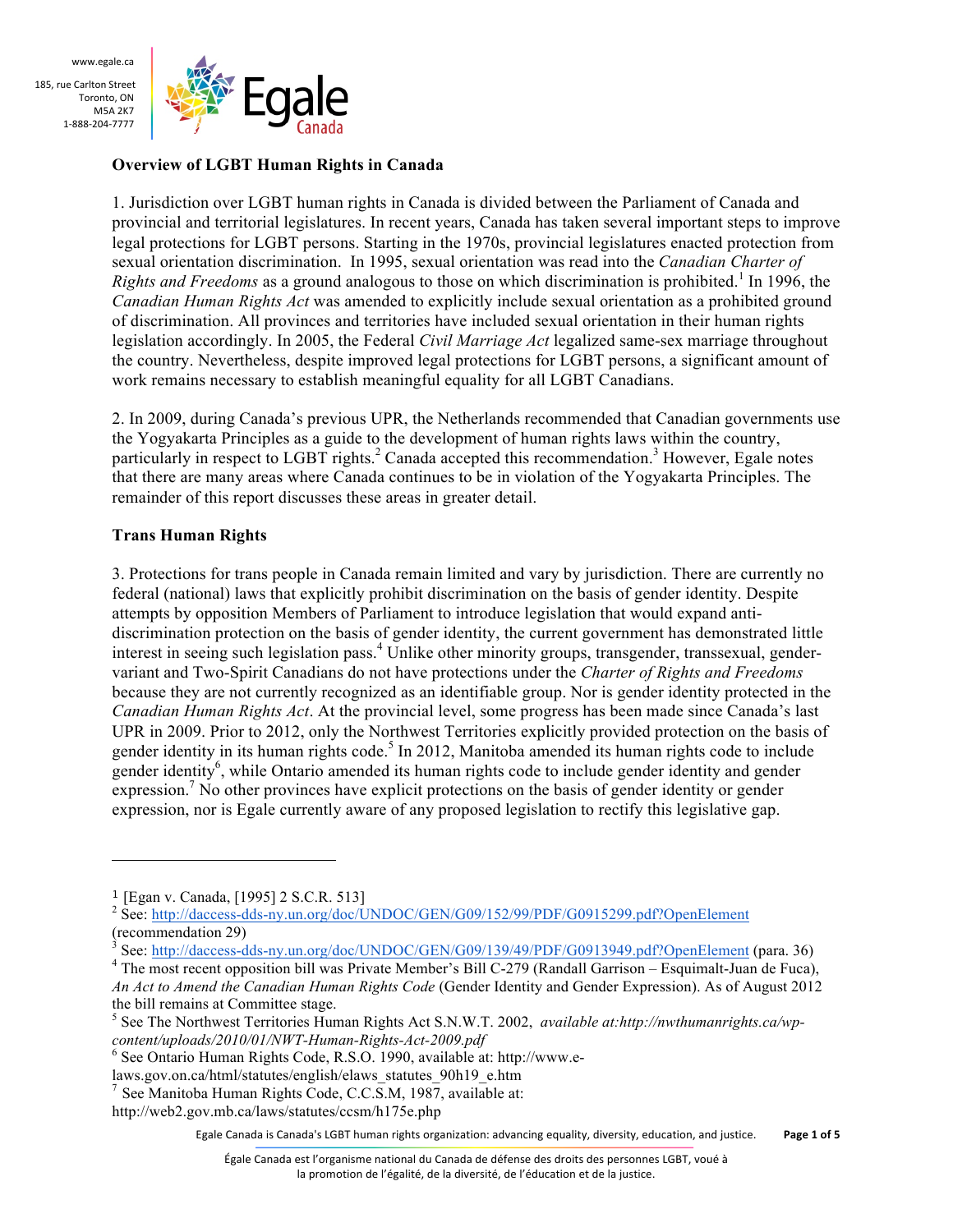www.egale.ca

185, rue Carlton Street
Toronto, ON
M5A 2K7
1-888-204-7777

**Overview of LGBT Human Rights in Canada**

1. Jurisdiction over LGBT human rights in Canada is divided between the Parliament of Canada and provincial and territorial legislatures. In recent years, Canada has taken several important steps to improve legal protections for LGBT persons. Starting in the 1970s, provincial legislatures enacted protection from sexual orientation discrimination. In 1995, sexual orientation was read into the *Canadian Charter of Rights and Freedoms* as a ground analogous to those on which discrimination is prohibited.[1] In 1996, the *Canadian Human Rights Act* was amended to explicitly include sexual orientation as a prohibited ground of discrimination. All provinces and territories have included sexual orientation in their human rights legislation accordingly. In 2005, the Federal *Civil Marriage Act* legalized same-sex marriage throughout the country. Nevertheless, despite improved legal protections for LGBT persons, a significant amount of work remains necessary to establish meaningful equality for all LGBT Canadians.

2. In 2009, during Canada's previous UPR, the Netherlands recommended that Canadian governments use the Yogyakarta Principles as a guide to the development of human rights laws within the country, particularly in respect to LGBT rights.[2] Canada accepted this recommendation.[3] However, Egale notes that there are many areas where Canada continues to be in violation of the Yogyakarta Principles. The remainder of this report discusses these areas in greater detail.

**Trans Human Rights**

3. Protections for trans people in Canada remain limited and vary by jurisdiction. There are currently no federal (national) laws that explicitly prohibit discrimination on the basis of gender identity. Despite attempts by opposition Members of Parliament to introduce legislation that would expand anti-discrimination protection on the basis of gender identity, the current government has demonstrated little interest in seeing such legislation pass.[4] Unlike other minority groups, transgender, transsexual, gender-variant and Two-Spirit Canadians do not have protections under the *Charter of Rights and Freedoms* because they are not currently recognized as an identifiable group. Nor is gender identity protected in the *Canadian Human Rights Act*. At the provincial level, some progress has been made since Canada's last UPR in 2009. Prior to 2012, only the Northwest Territories explicitly provided protection on the basis of gender identity in its human rights code.[5] In 2012, Manitoba amended its human rights code to include gender identity[6], while Ontario amended its human rights code to include gender identity and gender expression.[7] No other provinces have explicit protections on the basis of gender identity or gender expression, nor is Egale currently aware of any proposed legislation to rectify this legislative gap.

---

[1] [Egan v. Canada, [1995] 2 S.C.R. 513]

[2] See: http://daccess-dds-ny.un.org/doc/UNDOC/GEN/G09/152/99/PDF/G0915299.pdf?OpenElement (recommendation 29)

[3] See: http://daccess-dds-ny.un.org/doc/UNDOC/GEN/G09/139/49/PDF/G0913949.pdf?OpenElement (para. 36)

[4] The most recent opposition bill was Private Member's Bill C-279 (Randall Garrison – Esquimalt-Juan de Fuca), *An Act to Amend the Canadian Human Rights Code* (Gender Identity and Gender Expression). As of August 2012 the bill remains at Committee stage.

[5] See The Northwest Territories Human Rights Act S.N.W.T. 2002, *available at:http://nwthumanrights.ca/wp-content/uploads/2010/01/NWT-Human-Rights-Act-2009.pdf*

[6] See Ontario Human Rights Code, R.S.O. 1990, available at: http://www.e-laws.gov.on.ca/html/statutes/english/elaws_statutes_90h19_e.htm

[7] See Manitoba Human Rights Code, C.C.S.M, 1987, available at: http://web2.gov.mb.ca/laws/statutes/ccsm/h175e.php

Egale Canada is Canada's LGBT human rights organization: advancing equality, diversity, education, and justice.

Égale Canada est l'organisme national du Canada de défense des droits des personnes LGBT, voué à la promotion de l'égalité, de la diversité, de l'éducation et de la justice.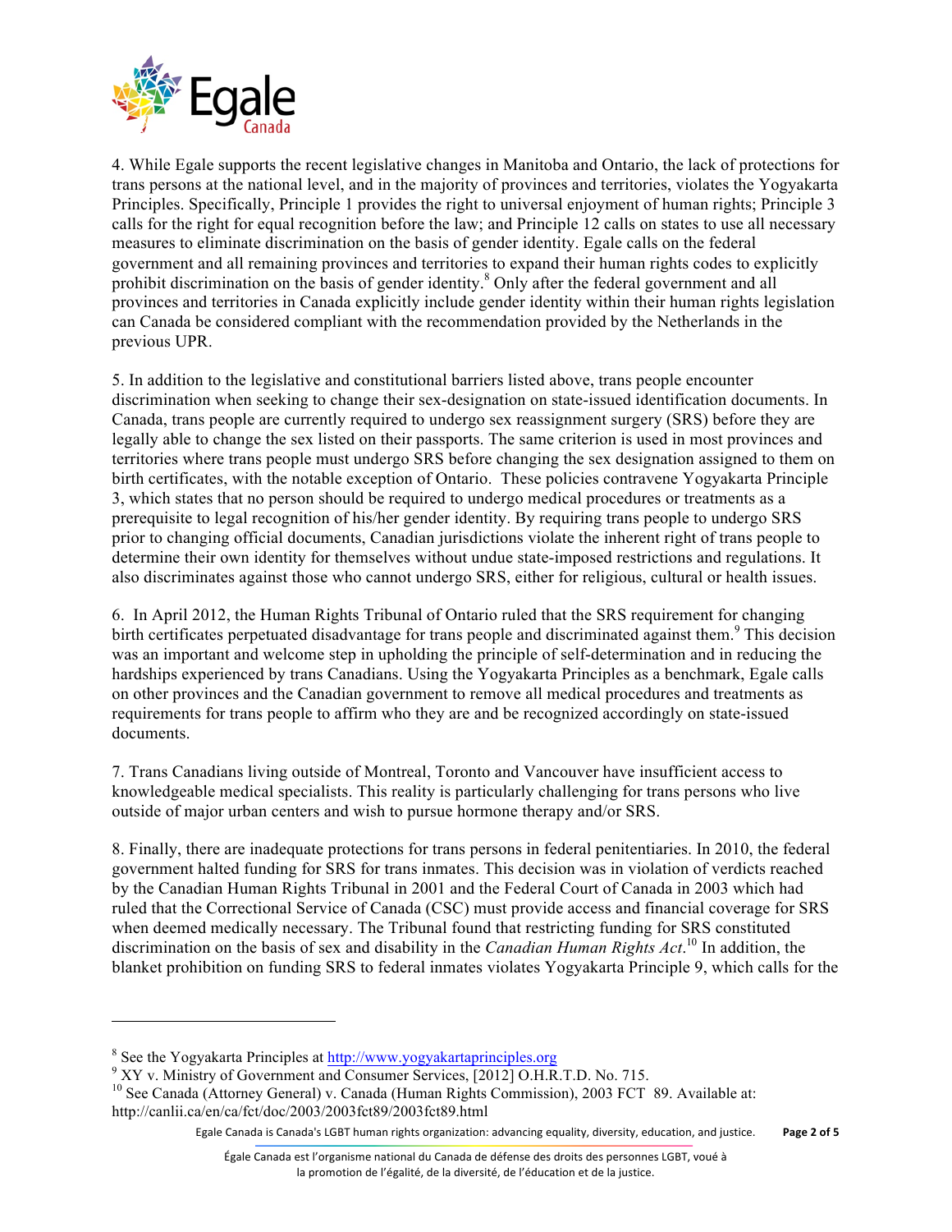4. While Egale supports the recent legislative changes in Manitoba and Ontario, the lack of protections for trans persons at the national level, and in the majority of provinces and territories, violates the Yogyakarta Principles. Specifically, Principle 1 provides the right to universal enjoyment of human rights; Principle 3 calls for the right for equal recognition before the law; and Principle 12 calls on states to use all necessary measures to eliminate discrimination on the basis of gender identity. Egale calls on the federal government and all remaining provinces and territories to expand their human rights codes to explicitly prohibit discrimination on the basis of gender identity.[8] Only after the federal government and all provinces and territories in Canada explicitly include gender identity within their human rights legislation can Canada be considered compliant with the recommendation provided by the Netherlands in the previous UPR.

5. In addition to the legislative and constitutional barriers listed above, trans people encounter discrimination when seeking to change their sex-designation on state-issued identification documents. In Canada, trans people are currently required to undergo sex reassignment surgery (SRS) before they are legally able to change the sex listed on their passports. The same criterion is used in most provinces and territories where trans people must undergo SRS before changing the sex designation assigned to them on birth certificates, with the notable exception of Ontario. These policies contravene Yogyakarta Principle 3, which states that no person should be required to undergo medical procedures or treatments as a prerequisite to legal recognition of his/her gender identity. By requiring trans people to undergo SRS prior to changing official documents, Canadian jurisdictions violate the inherent right of trans people to determine their own identity for themselves without undue state-imposed restrictions and regulations. It also discriminates against those who cannot undergo SRS, either for religious, cultural or health issues.

6. In April 2012, the Human Rights Tribunal of Ontario ruled that the SRS requirement for changing birth certificates perpetuated disadvantage for trans people and discriminated against them.[9] This decision was an important and welcome step in upholding the principle of self-determination and in reducing the hardships experienced by trans Canadians. Using the Yogyakarta Principles as a benchmark, Egale calls on other provinces and the Canadian government to remove all medical procedures and treatments as requirements for trans people to affirm who they are and be recognized accordingly on state-issued documents.

7. Trans Canadians living outside of Montreal, Toronto and Vancouver have insufficient access to knowledgeable medical specialists. This reality is particularly challenging for trans persons who live outside of major urban centers and wish to pursue hormone therapy and/or SRS.

8. Finally, there are inadequate protections for trans persons in federal penitentiaries. In 2010, the federal government halted funding for SRS for trans inmates. This decision was in violation of verdicts reached by the Canadian Human Rights Tribunal in 2001 and the Federal Court of Canada in 2003 which had ruled that the Correctional Service of Canada (CSC) must provide access and financial coverage for SRS when deemed medically necessary. The Tribunal found that restricting funding for SRS constituted discrimination on the basis of sex and disability in the *Canadian Human Rights Act*.[10] In addition, the blanket prohibition on funding SRS to federal inmates violates Yogyakarta Principle 9, which calls for the

---

[8] See the Yogyakarta Principles at http://www.yogyakartaprinciples.org

[9] XY v. Ministry of Government and Consumer Services, [2012] O.H.R.T.D. No. 715.

[10] See Canada (Attorney General) v. Canada (Human Rights Commission), 2003 FCT 89. Available at: http://canlii.ca/en/ca/fct/doc/2003/2003fct89/2003fct89.html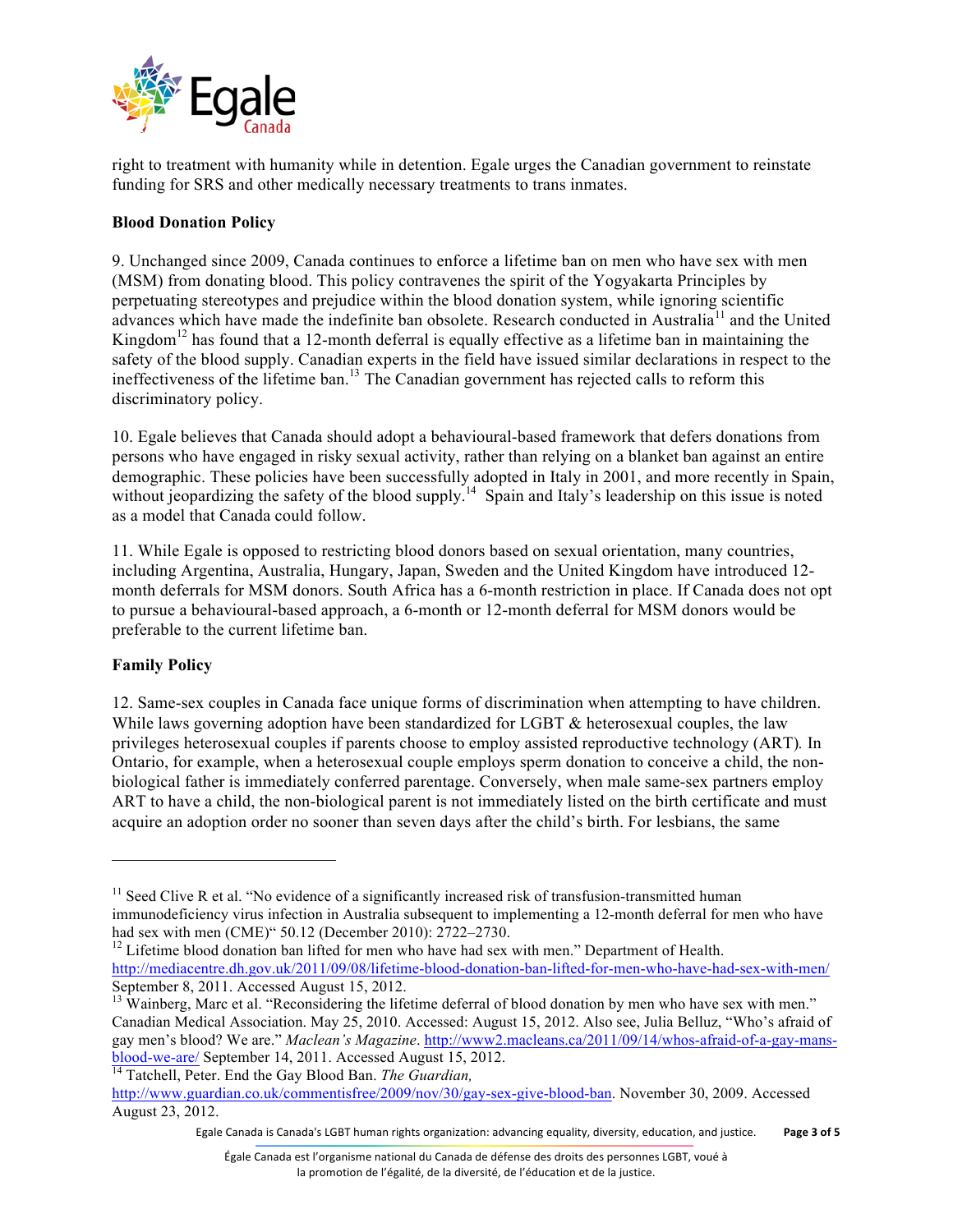right to treatment with humanity while in detention. Egale urges the Canadian government to reinstate funding for SRS and other medically necessary treatments to trans inmates.

**Blood Donation Policy**

9. Unchanged since 2009, Canada continues to enforce a lifetime ban on men who have sex with men (MSM) from donating blood. This policy contravenes the spirit of the Yogyakarta Principles by perpetuating stereotypes and prejudice within the blood donation system, while ignoring scientific advances which have made the indefinite ban obsolete. Research conducted in Australia[11] and the United Kingdom[12] has found that a 12-month deferral is equally effective as a lifetime ban in maintaining the safety of the blood supply. Canadian experts in the field have issued similar declarations in respect to the ineffectiveness of the lifetime ban.[13] The Canadian government has rejected calls to reform this discriminatory policy.

10. Egale believes that Canada should adopt a behavioural-based framework that defers donations from persons who have engaged in risky sexual activity, rather than relying on a blanket ban against an entire demographic. These policies have been successfully adopted in Italy in 2001, and more recently in Spain, without jeopardizing the safety of the blood supply.[14] Spain and Italy's leadership on this issue is noted as a model that Canada could follow.

11. While Egale is opposed to restricting blood donors based on sexual orientation, many countries, including Argentina, Australia, Hungary, Japan, Sweden and the United Kingdom have introduced 12-month deferrals for MSM donors. South Africa has a 6-month restriction in place. If Canada does not opt to pursue a behavioural-based approach, a 6-month or 12-month deferral for MSM donors would be preferable to the current lifetime ban.

**Family Policy**

12. Same-sex couples in Canada face unique forms of discrimination when attempting to have children. While laws governing adoption have been standardized for LGBT & heterosexual couples, the law privileges heterosexual couples if parents choose to employ assisted reproductive technology (ART). In Ontario, for example, when a heterosexual couple employs sperm donation to conceive a child, the non-biological father is immediately conferred parentage. Conversely, when male same-sex partners employ ART to have a child, the non-biological parent is not immediately listed on the birth certificate and must acquire an adoption order no sooner than seven days after the child's birth. For lesbians, the same

---

[11] Seed Clive R et al. "No evidence of a significantly increased risk of transfusion-transmitted human immunodeficiency virus infection in Australia subsequent to implementing a 12-month deferral for men who have had sex with men (CME)" 50.12 (December 2010): 2722–2730.

[12] Lifetime blood donation ban lifted for men who have had sex with men." Department of Health. http://mediacentre.dh.gov.uk/2011/09/08/lifetime-blood-donation-ban-lifted-for-men-who-have-had-sex-with-men/ September 8, 2011. Accessed August 15, 2012.

[13] Wainberg, Marc et al. "Reconsidering the lifetime deferral of blood donation by men who have sex with men." Canadian Medical Association. May 25, 2010. Accessed: August 15, 2012. Also see, Julia Belluz, "Who's afraid of gay men's blood? We are." *Maclean's Magazine*. http://www2.macleans.ca/2011/09/14/whos-afraid-of-a-gay-mans-blood-we-are/ September 14, 2011. Accessed August 15, 2012.

[14] Tatchell, Peter. End the Gay Blood Ban. *The Guardian,* http://www.guardian.co.uk/commentisfree/2009/nov/30/gay-sex-give-blood-ban. November 30, 2009. Accessed August 23, 2012.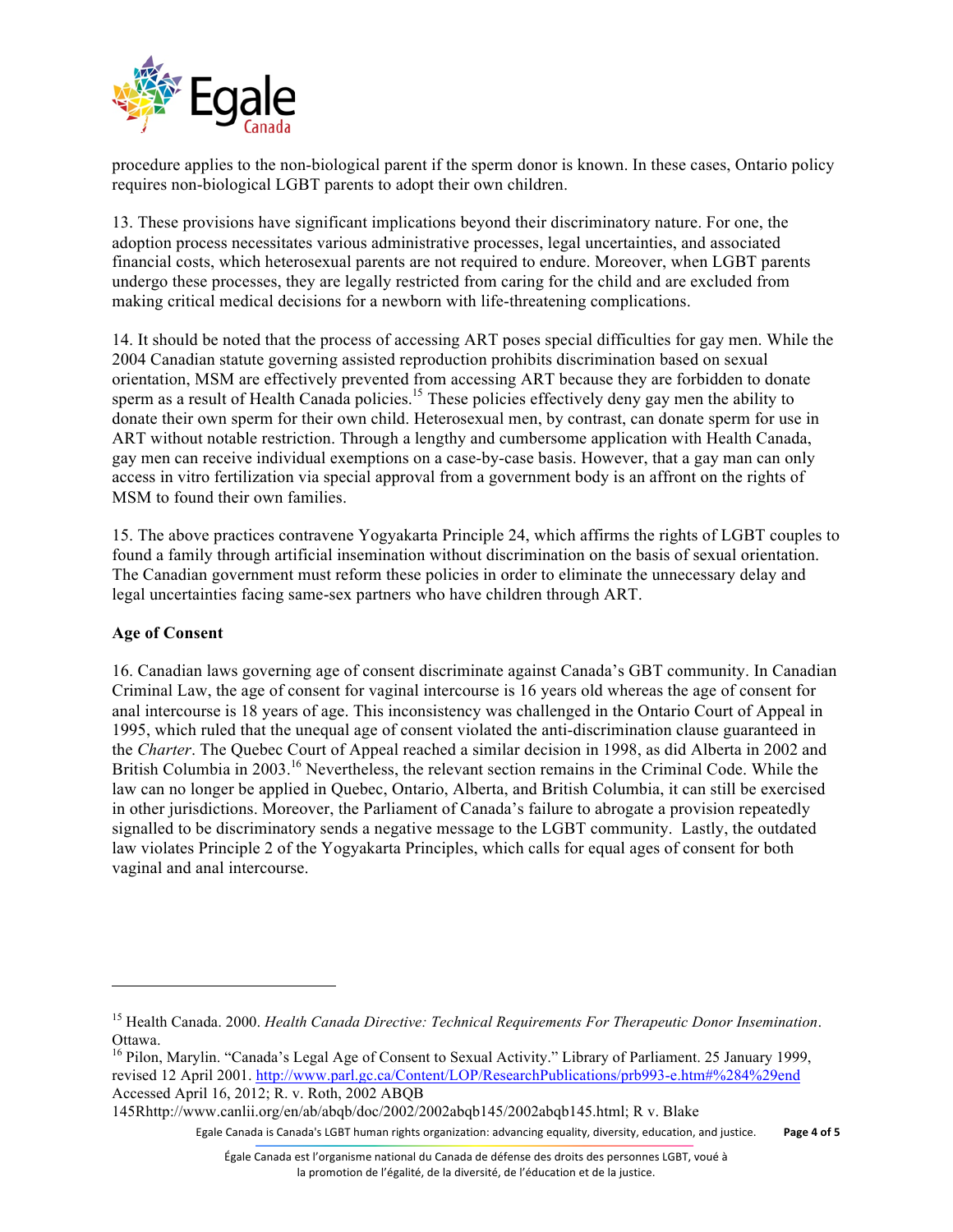procedure applies to the non-biological parent if the sperm donor is known. In these cases, Ontario policy requires non-biological LGBT parents to adopt their own children.

13. These provisions have significant implications beyond their discriminatory nature. For one, the adoption process necessitates various administrative processes, legal uncertainties, and associated financial costs, which heterosexual parents are not required to endure. Moreover, when LGBT parents undergo these processes, they are legally restricted from caring for the child and are excluded from making critical medical decisions for a newborn with life-threatening complications.

14. It should be noted that the process of accessing ART poses special difficulties for gay men. While the 2004 Canadian statute governing assisted reproduction prohibits discrimination based on sexual orientation, MSM are effectively prevented from accessing ART because they are forbidden to donate sperm as a result of Health Canada policies.[15] These policies effectively deny gay men the ability to donate their own sperm for their own child. Heterosexual men, by contrast, can donate sperm for use in ART without notable restriction. Through a lengthy and cumbersome application with Health Canada, gay men can receive individual exemptions on a case-by-case basis. However, that a gay man can only access in vitro fertilization via special approval from a government body is an affront on the rights of MSM to found their own families.

15. The above practices contravene Yogyakarta Principle 24, which affirms the rights of LGBT couples to found a family through artificial insemination without discrimination on the basis of sexual orientation. The Canadian government must reform these policies in order to eliminate the unnecessary delay and legal uncertainties facing same-sex partners who have children through ART.

**Age of Consent**

16. Canadian laws governing age of consent discriminate against Canada's GBT community. In Canadian Criminal Law, the age of consent for vaginal intercourse is 16 years old whereas the age of consent for anal intercourse is 18 years of age. This inconsistency was challenged in the Ontario Court of Appeal in 1995, which ruled that the unequal age of consent violated the anti-discrimination clause guaranteed in the *Charter*. The Quebec Court of Appeal reached a similar decision in 1998, as did Alberta in 2002 and British Columbia in 2003.[16] Nevertheless, the relevant section remains in the Criminal Code. While the law can no longer be applied in Quebec, Ontario, Alberta, and British Columbia, it can still be exercised in other jurisdictions. Moreover, the Parliament of Canada's failure to abrogate a provision repeatedly signalled to be discriminatory sends a negative message to the LGBT community. Lastly, the outdated law violates Principle 2 of the Yogyakarta Principles, which calls for equal ages of consent for both vaginal and anal intercourse.

---

[15] Health Canada. 2000. *Health Canada Directive: Technical Requirements For Therapeutic Donor Insemination*. Ottawa.

[16] Pilon, Marylin. "Canada's Legal Age of Consent to Sexual Activity." Library of Parliament. 25 January 1999, revised 12 April 2001. http://www.parl.gc.ca/Content/LOP/ResearchPublications/prb993-e.htm#%284%29end Accessed April 16, 2012; R. v. Roth, 2002 ABQB 145Rhttp://www.canlii.org/en/ab/abqb/doc/2002/2002abqb145/2002abqb145.html; R v. Blake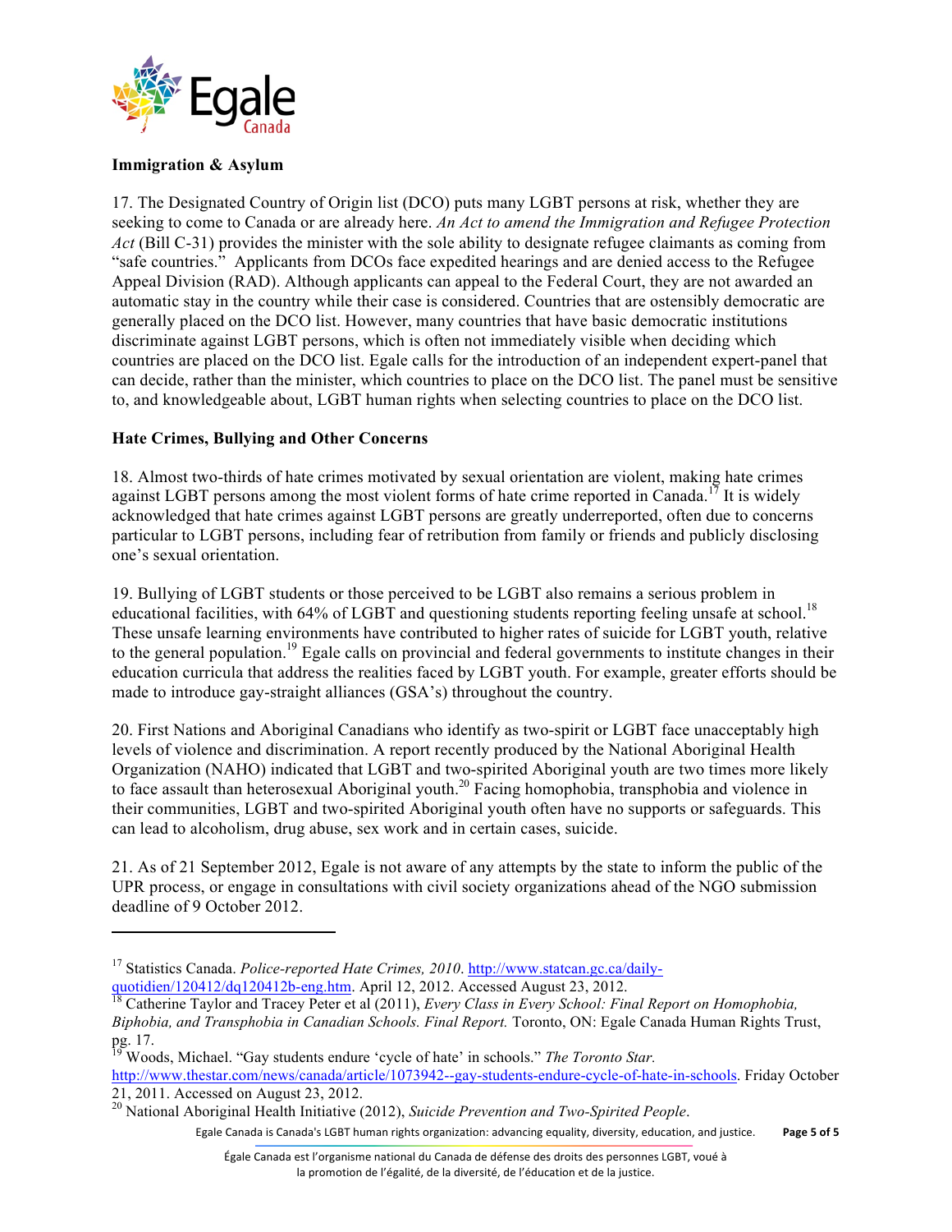**Immigration & Asylum**

17. The Designated Country of Origin list (DCO) puts many LGBT persons at risk, whether they are seeking to come to Canada or are already here. *An Act to amend the Immigration and Refugee Protection Act* (Bill C-31) provides the minister with the sole ability to designate refugee claimants as coming from "safe countries." Applicants from DCOs face expedited hearings and are denied access to the Refugee Appeal Division (RAD). Although applicants can appeal to the Federal Court, they are not awarded an automatic stay in the country while their case is considered. Countries that are ostensibly democratic are generally placed on the DCO list. However, many countries that have basic democratic institutions discriminate against LGBT persons, which is often not immediately visible when deciding which countries are placed on the DCO list. Egale calls for the introduction of an independent expert-panel that can decide, rather than the minister, which countries to place on the DCO list. The panel must be sensitive to, and knowledgeable about, LGBT human rights when selecting countries to place on the DCO list.

**Hate Crimes, Bullying and Other Concerns**

18. Almost two-thirds of hate crimes motivated by sexual orientation are violent, making hate crimes against LGBT persons among the most violent forms of hate crime reported in Canada.[17] It is widely acknowledged that hate crimes against LGBT persons are greatly underreported, often due to concerns particular to LGBT persons, including fear of retribution from family or friends and publicly disclosing one's sexual orientation.

19. Bullying of LGBT students or those perceived to be LGBT also remains a serious problem in educational facilities, with 64% of LGBT and questioning students reporting feeling unsafe at school.[18] These unsafe learning environments have contributed to higher rates of suicide for LGBT youth, relative to the general population.[19] Egale calls on provincial and federal governments to institute changes in their education curricula that address the realities faced by LGBT youth. For example, greater efforts should be made to introduce gay-straight alliances (GSA's) throughout the country.

20. First Nations and Aboriginal Canadians who identify as two-spirit or LGBT face unacceptably high levels of violence and discrimination. A report recently produced by the National Aboriginal Health Organization (NAHO) indicated that LGBT and two-spirited Aboriginal youth are two times more likely to face assault than heterosexual Aboriginal youth.[20] Facing homophobia, transphobia and violence in their communities, LGBT and two-spirited Aboriginal youth often have no supports or safeguards. This can lead to alcoholism, drug abuse, sex work and in certain cases, suicide.

21. As of 21 September 2012, Egale is not aware of any attempts by the state to inform the public of the UPR process, or engage in consultations with civil society organizations ahead of the NGO submission deadline of 9 October 2012.

---

[17] Statistics Canada. *Police-reported Hate Crimes, 2010*. http://www.statcan.gc.ca/daily-quotidien/120412/dq120412b-eng.htm. April 12, 2012. Accessed August 23, 2012.

[18] Catherine Taylor and Tracey Peter et al (2011), *Every Class in Every School: Final Report on Homophobia, Biphobia, and Transphobia in Canadian Schools. Final Report.* Toronto, ON: Egale Canada Human Rights Trust, pg. 17.

[19] Woods, Michael. "Gay students endure 'cycle of hate' in schools." *The Toronto Star.* http://www.thestar.com/news/canada/article/1073942--gay-students-endure-cycle-of-hate-in-schools. Friday October 21, 2011. Accessed on August 23, 2012.

[20] National Aboriginal Health Initiative (2012), *Suicide Prevention and Two-Spirited People*.